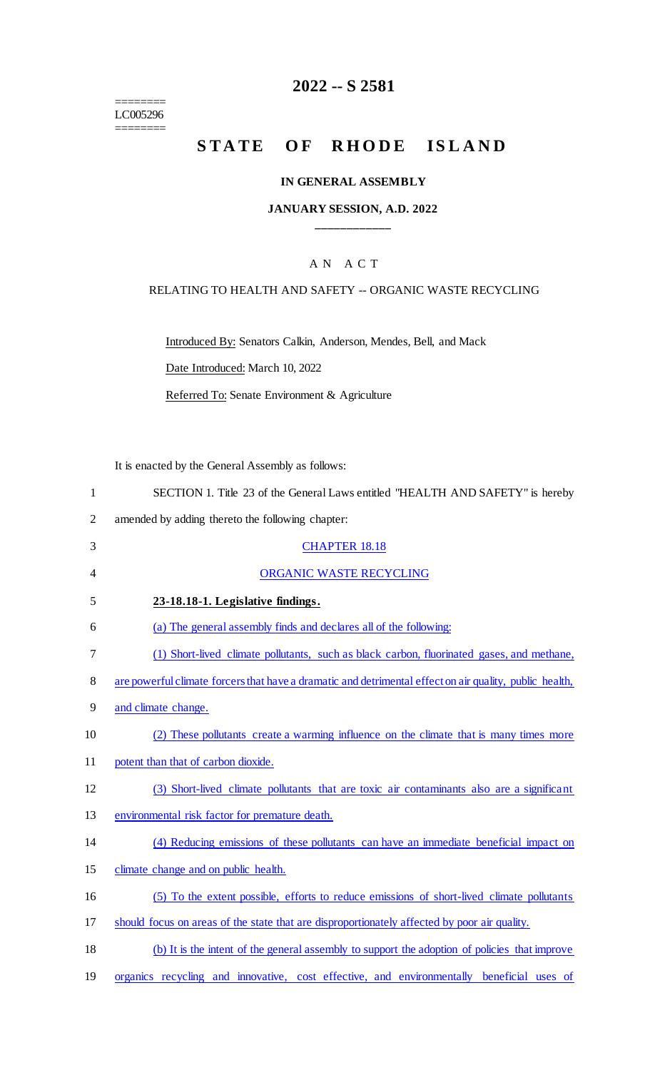# 2022 -- S 2581

========
LC005296
========

## STATE OF RHODE ISLAND

### IN GENERAL ASSEMBLY

### JANUARY SESSION, A.D. 2022

____________

A N A C T

RELATING TO HEALTH AND SAFETY -- ORGANIC WASTE RECYCLING

Introduced By: Senators Calkin, Anderson, Mendes, Bell, and Mack

Date Introduced: March 10, 2022

Referred To: Senate Environment & Agriculture

It is enacted by the General Assembly as follows:

1 SECTION 1. Title 23 of the General Laws entitled "HEALTH AND SAFETY" is hereby
2 amended by adding thereto the following chapter:

3 CHAPTER 18.18

4 ORGANIC WASTE RECYCLING

5 **23-18.18-1. Legislative findings.**

6 (a) The general assembly finds and declares all of the following:

7 (1) Short-lived climate pollutants, such as black carbon, fluorinated gases, and methane,
8 are powerful climate forcers that have a dramatic and detrimental effect on air quality, public health,
9 and climate change.

10 (2) These pollutants create a warming influence on the climate that is many times more
11 potent than that of carbon dioxide.

12 (3) Short-lived climate pollutants that are toxic air contaminants also are a significant
13 environmental risk factor for premature death.

14 (4) Reducing emissions of these pollutants can have an immediate beneficial impact on
15 climate change and on public health.

16 (5) To the extent possible, efforts to reduce emissions of short-lived climate pollutants
17 should focus on areas of the state that are disproportionately affected by poor air quality.

18 (b) It is the intent of the general assembly to support the adoption of policies that improve
19 organics recycling and innovative, cost effective, and environmentally beneficial uses of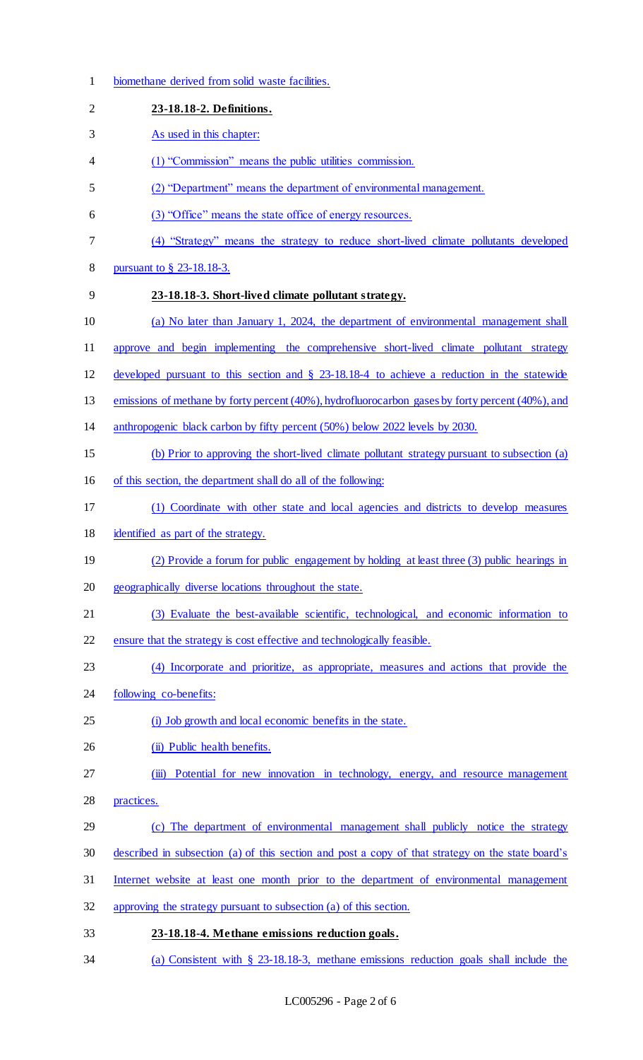biomethane derived from solid waste facilities.

**23-18.18-2. Definitions.**

As used in this chapter:

(1) "Commission" means the public utilities commission.

(2) "Department" means the department of environmental management.

(3) "Office" means the state office of energy resources.

(4) "Strategy" means the strategy to reduce short-lived climate pollutants developed pursuant to § 23-18.18-3.

**23-18.18-3. Short-lived climate pollutant strategy.**

(a) No later than January 1, 2024, the department of environmental management shall approve and begin implementing the comprehensive short-lived climate pollutant strategy developed pursuant to this section and § 23-18.18-4 to achieve a reduction in the statewide emissions of methane by forty percent (40%), hydrofluorocarbon gases by forty percent (40%), and anthropogenic black carbon by fifty percent (50%) below 2022 levels by 2030.

(b) Prior to approving the short-lived climate pollutant strategy pursuant to subsection (a) of this section, the department shall do all of the following:

(1) Coordinate with other state and local agencies and districts to develop measures identified as part of the strategy.

(2) Provide a forum for public engagement by holding at least three (3) public hearings in geographically diverse locations throughout the state.

(3) Evaluate the best-available scientific, technological, and economic information to ensure that the strategy is cost effective and technologically feasible.

(4) Incorporate and prioritize, as appropriate, measures and actions that provide the following co-benefits:

(i) Job growth and local economic benefits in the state.

(ii) Public health benefits.

(iii) Potential for new innovation in technology, energy, and resource management practices.

(c) The department of environmental management shall publicly notice the strategy described in subsection (a) of this section and post a copy of that strategy on the state board's Internet website at least one month prior to the department of environmental management approving the strategy pursuant to subsection (a) of this section.

**23-18.18-4. Methane emissions reduction goals.**

(a) Consistent with § 23-18.18-3, methane emissions reduction goals shall include the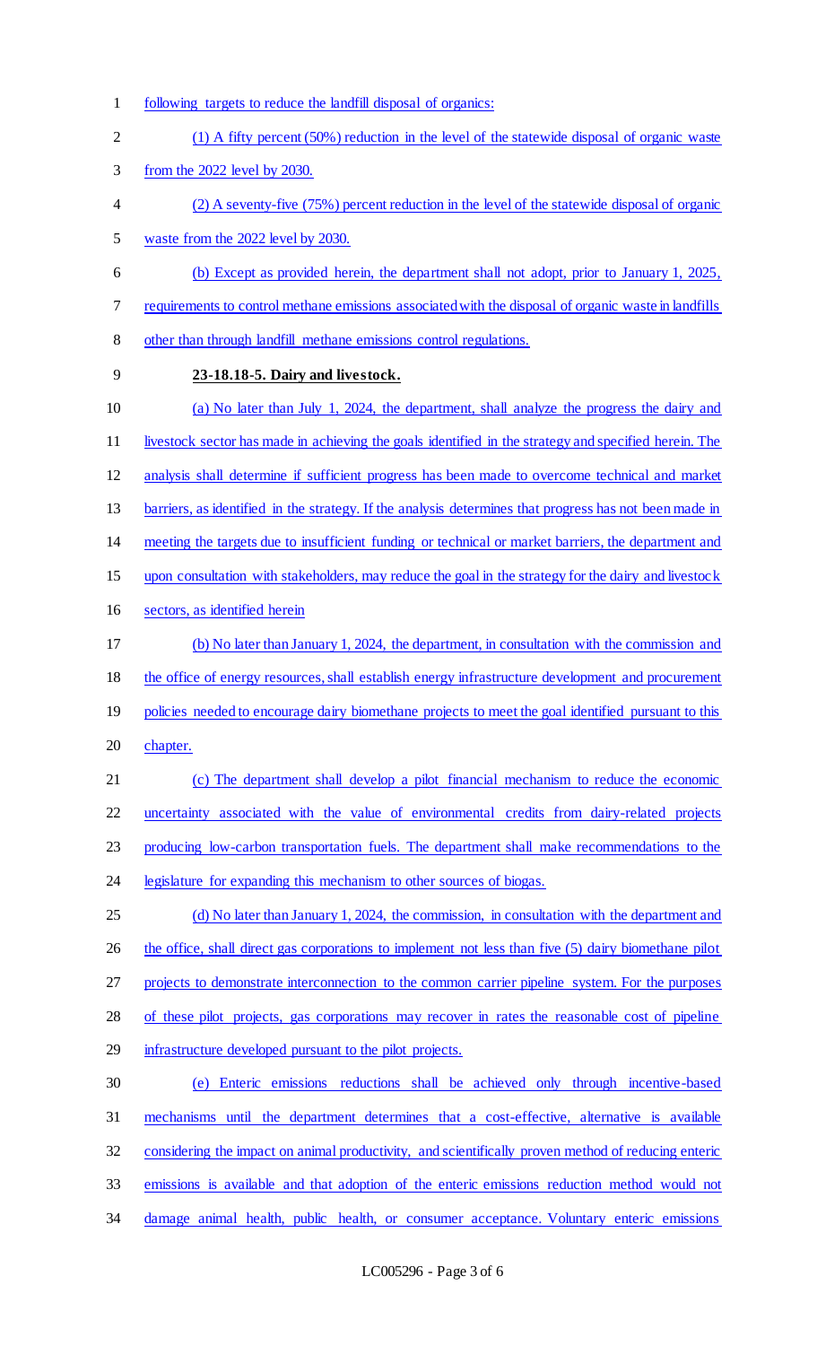following targets to reduce the landfill disposal of organics:

(1) A fifty percent (50%) reduction in the level of the statewide disposal of organic waste from the 2022 level by 2030.

(2) A seventy-five (75%) percent reduction in the level of the statewide disposal of organic waste from the 2022 level by 2030.

(b) Except as provided herein, the department shall not adopt, prior to January 1, 2025, requirements to control methane emissions associated with the disposal of organic waste in landfills other than through landfill methane emissions control regulations.

**23-18.18-5. Dairy and livestock.**

(a) No later than July 1, 2024, the department, shall analyze the progress the dairy and livestock sector has made in achieving the goals identified in the strategy and specified herein. The analysis shall determine if sufficient progress has been made to overcome technical and market barriers, as identified in the strategy. If the analysis determines that progress has not been made in meeting the targets due to insufficient funding or technical or market barriers, the department and upon consultation with stakeholders, may reduce the goal in the strategy for the dairy and livestock sectors, as identified herein

(b) No later than January 1, 2024, the department, in consultation with the commission and the office of energy resources, shall establish energy infrastructure development and procurement policies needed to encourage dairy biomethane projects to meet the goal identified pursuant to this chapter.

(c) The department shall develop a pilot financial mechanism to reduce the economic uncertainty associated with the value of environmental credits from dairy-related projects producing low-carbon transportation fuels. The department shall make recommendations to the legislature for expanding this mechanism to other sources of biogas.

(d) No later than January 1, 2024, the commission, in consultation with the department and the office, shall direct gas corporations to implement not less than five (5) dairy biomethane pilot projects to demonstrate interconnection to the common carrier pipeline system. For the purposes of these pilot projects, gas corporations may recover in rates the reasonable cost of pipeline infrastructure developed pursuant to the pilot projects.

(e) Enteric emissions reductions shall be achieved only through incentive-based mechanisms until the department determines that a cost-effective, alternative is available considering the impact on animal productivity, and scientifically proven method of reducing enteric emissions is available and that adoption of the enteric emissions reduction method would not damage animal health, public health, or consumer acceptance. Voluntary enteric emissions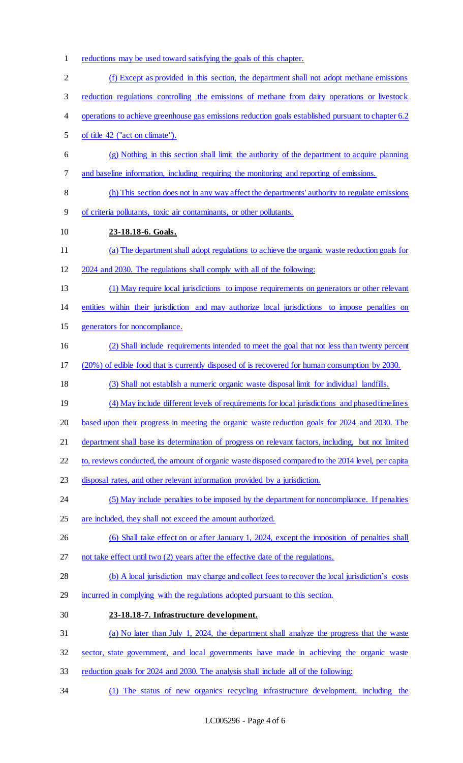reductions may be used toward satisfying the goals of this chapter.

(f) Except as provided in this section, the department shall not adopt methane emissions reduction regulations controlling the emissions of methane from dairy operations or livestock operations to achieve greenhouse gas emissions reduction goals established pursuant to chapter 6.2 of title 42 ("act on climate").

(g) Nothing in this section shall limit the authority of the department to acquire planning and baseline information, including requiring the monitoring and reporting of emissions.

(h) This section does not in any way affect the departments' authority to regulate emissions of criteria pollutants, toxic air contaminants, or other pollutants.

**23-18.18-6. Goals.**

(a) The department shall adopt regulations to achieve the organic waste reduction goals for 2024 and 2030. The regulations shall comply with all of the following:

(1) May require local jurisdictions to impose requirements on generators or other relevant entities within their jurisdiction and may authorize local jurisdictions to impose penalties on generators for noncompliance.

(2) Shall include requirements intended to meet the goal that not less than twenty percent (20%) of edible food that is currently disposed of is recovered for human consumption by 2030.

(3) Shall not establish a numeric organic waste disposal limit for individual landfills.

(4) May include different levels of requirements for local jurisdictions and phased timelines based upon their progress in meeting the organic waste reduction goals for 2024 and 2030. The department shall base its determination of progress on relevant factors, including, but not limited to, reviews conducted, the amount of organic waste disposed compared to the 2014 level, per capita disposal rates, and other relevant information provided by a jurisdiction.

(5) May include penalties to be imposed by the department for noncompliance. If penalties are included, they shall not exceed the amount authorized.

(6) Shall take effect on or after January 1, 2024, except the imposition of penalties shall not take effect until two (2) years after the effective date of the regulations.

(b) A local jurisdiction may charge and collect fees to recover the local jurisdiction's costs incurred in complying with the regulations adopted pursuant to this section.

**23-18.18-7. Infrastructure development.**

(a) No later than July 1, 2024, the department shall analyze the progress that the waste sector, state government, and local governments have made in achieving the organic waste reduction goals for 2024 and 2030. The analysis shall include all of the following:

(1) The status of new organics recycling infrastructure development, including the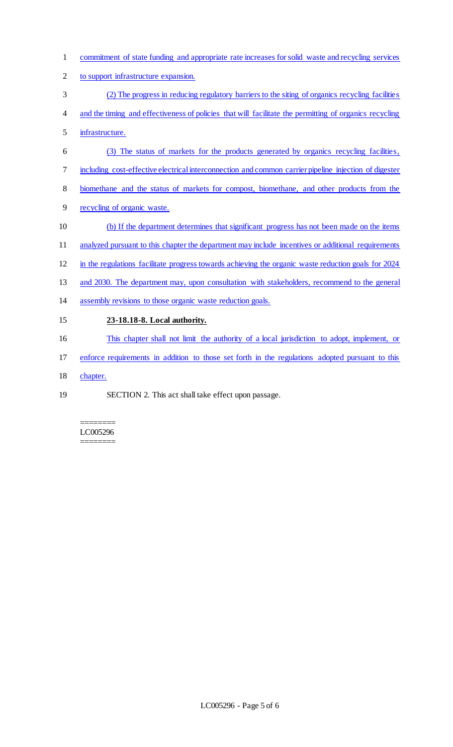commitment of state funding and appropriate rate increases for solid waste and recycling services to support infrastructure expansion.

(2) The progress in reducing regulatory barriers to the siting of organics recycling facilities and the timing and effectiveness of policies that will facilitate the permitting of organics recycling infrastructure.

(3) The status of markets for the products generated by organics recycling facilities, including cost-effective electrical interconnection and common carrier pipeline injection of digester biomethane and the status of markets for compost, biomethane, and other products from the recycling of organic waste.

(b) If the department determines that significant progress has not been made on the items analyzed pursuant to this chapter the department may include incentives or additional requirements in the regulations facilitate progress towards achieving the organic waste reduction goals for 2024 and 2030. The department may, upon consultation with stakeholders, recommend to the general assembly revisions to those organic waste reduction goals.

**23-18.18-8. Local authority.**

This chapter shall not limit the authority of a local jurisdiction to adopt, implement, or enforce requirements in addition to those set forth in the regulations adopted pursuant to this chapter.

SECTION 2. This act shall take effect upon passage.

========
LC005296
========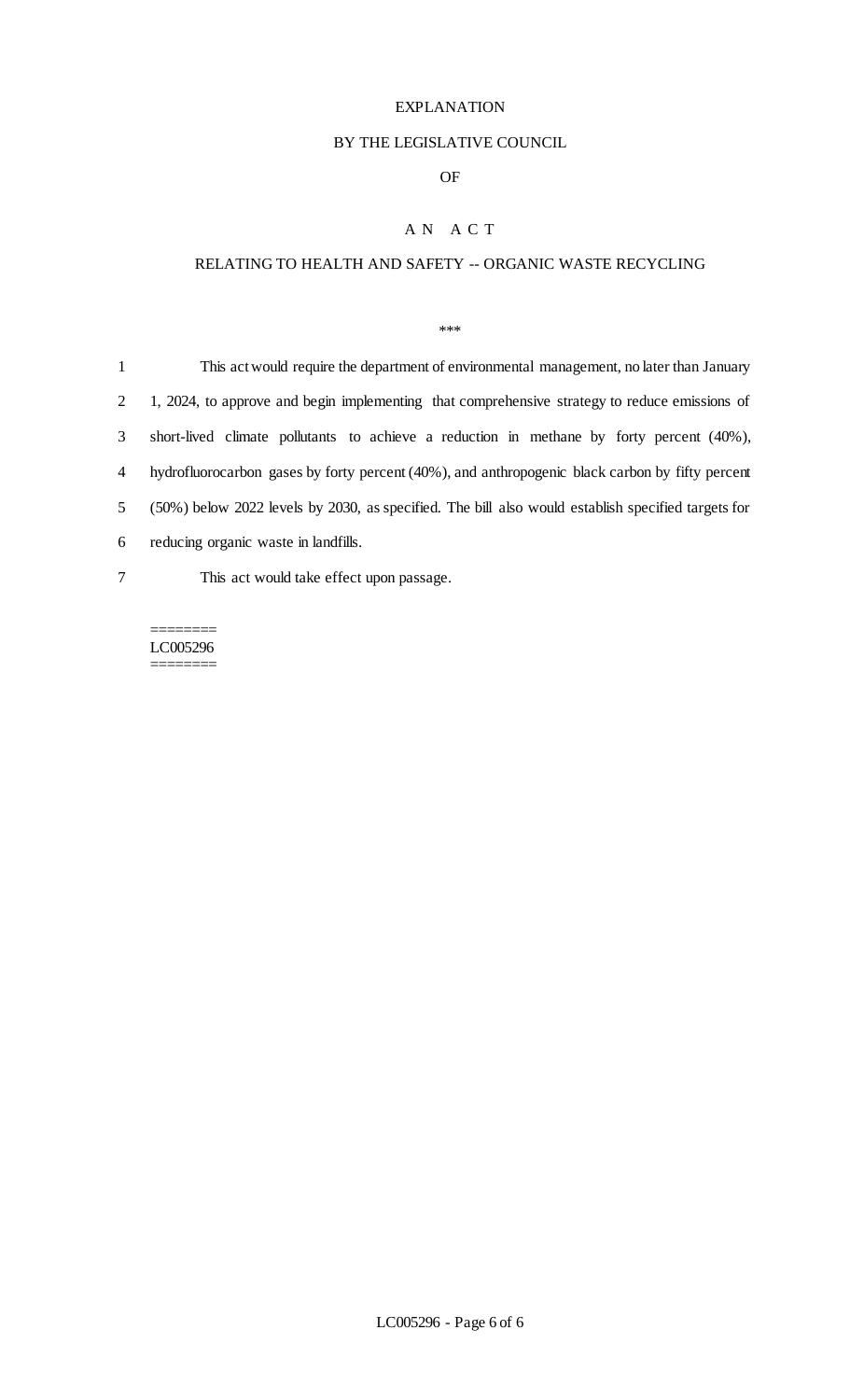EXPLANATION

BY THE LEGISLATIVE COUNCIL

OF

A N A C T

RELATING TO HEALTH AND SAFETY -- ORGANIC WASTE RECYCLING

\*\*\*

This act would require the department of environmental management, no later than January 1, 2024, to approve and begin implementing that comprehensive strategy to reduce emissions of short-lived climate pollutants to achieve a reduction in methane by forty percent (40%), hydrofluorocarbon gases by forty percent (40%), and anthropogenic black carbon by fifty percent (50%) below 2022 levels by 2030, as specified. The bill also would establish specified targets for reducing organic waste in landfills.

This act would take effect upon passage.

========
LC005296
========